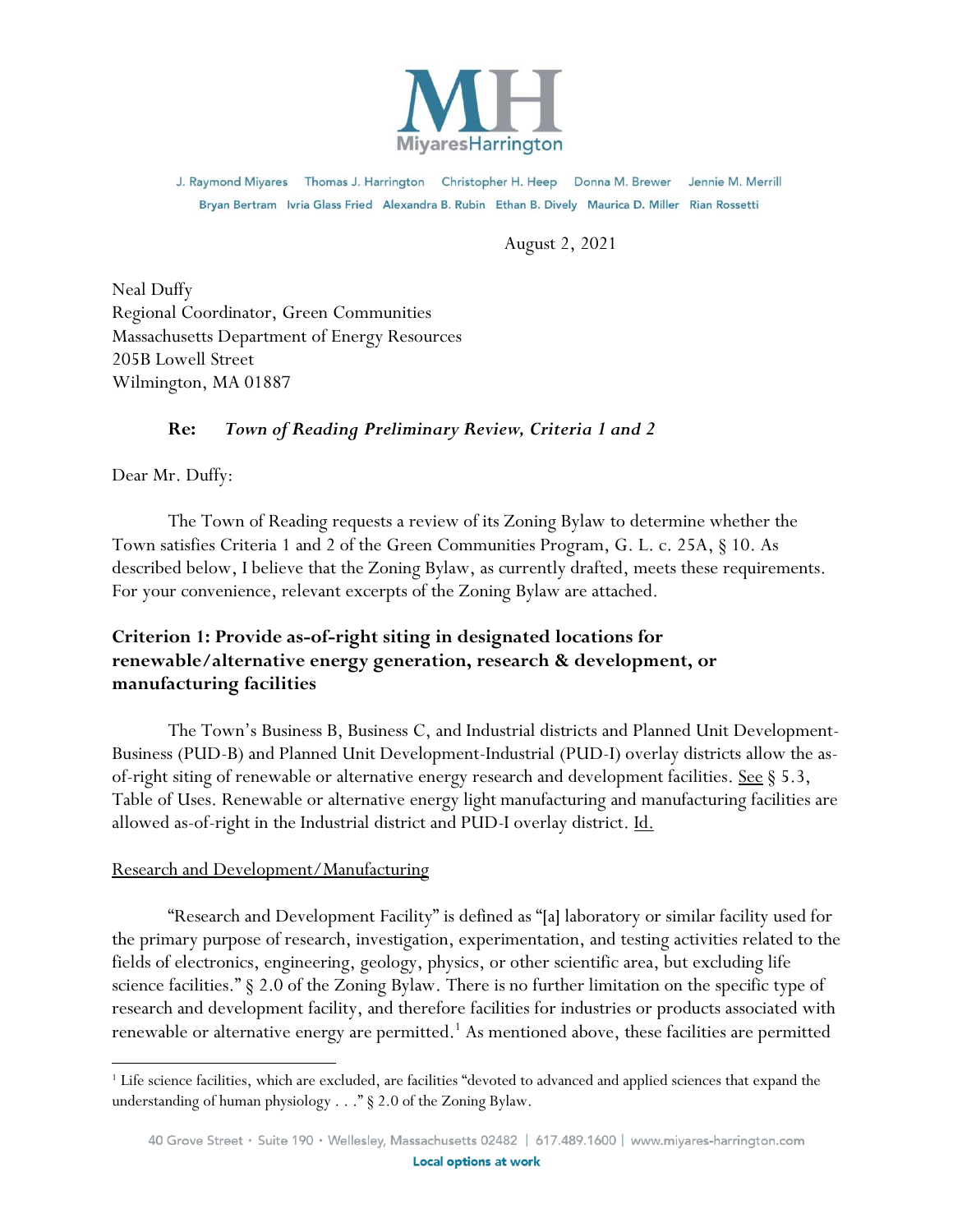MiyaresHarrington

J. Raymond Miyares Thomas J. Harrington Christopher H. Heep Donna M. Brewer Jennie M. Merrill
Bryan Bertram Ivria Glass Fried Alexandra B. Rubin Ethan B. Dively Maurica D. Miller Rian Rossetti

August 2, 2021

Neal Duffy
Regional Coordinator, Green Communities
Massachusetts Department of Energy Resources
205B Lowell Street
Wilmington, MA 01887

**Re:** ***Town of Reading Preliminary Review, Criteria 1 and 2***

Dear Mr. Duffy:

The Town of Reading requests a review of its Zoning Bylaw to determine whether the Town satisfies Criteria 1 and 2 of the Green Communities Program, G. L. c. 25A, § 10. As described below, I believe that the Zoning Bylaw, as currently drafted, meets these requirements. For your convenience, relevant excerpts of the Zoning Bylaw are attached.

## Criterion 1: Provide as-of-right siting in designated locations for renewable/alternative energy generation, research & development, or manufacturing facilities

The Town's Business B, Business C, and Industrial districts and Planned Unit Development-Business (PUD-B) and Planned Unit Development-Industrial (PUD-I) overlay districts allow the as-of-right siting of renewable or alternative energy research and development facilities. See § 5.3, Table of Uses. Renewable or alternative energy light manufacturing and manufacturing facilities are allowed as-of-right in the Industrial district and PUD-I overlay district. Id.

### Research and Development/Manufacturing

"Research and Development Facility" is defined as "[a] laboratory or similar facility used for the primary purpose of research, investigation, experimentation, and testing activities related to the fields of electronics, engineering, geology, physics, or other scientific area, but excluding life science facilities." § 2.0 of the Zoning Bylaw. There is no further limitation on the specific type of research and development facility, and therefore facilities for industries or products associated with renewable or alternative energy are permitted.[1] As mentioned above, these facilities are permitted

[1] Life science facilities, which are excluded, are facilities "devoted to advanced and applied sciences that expand the understanding of human physiology . . ." § 2.0 of the Zoning Bylaw.

40 Grove Street • Suite 190 • Wellesley, Massachusetts 02482 | 617.489.1600 | www.miyares-harrington.com
Local options at work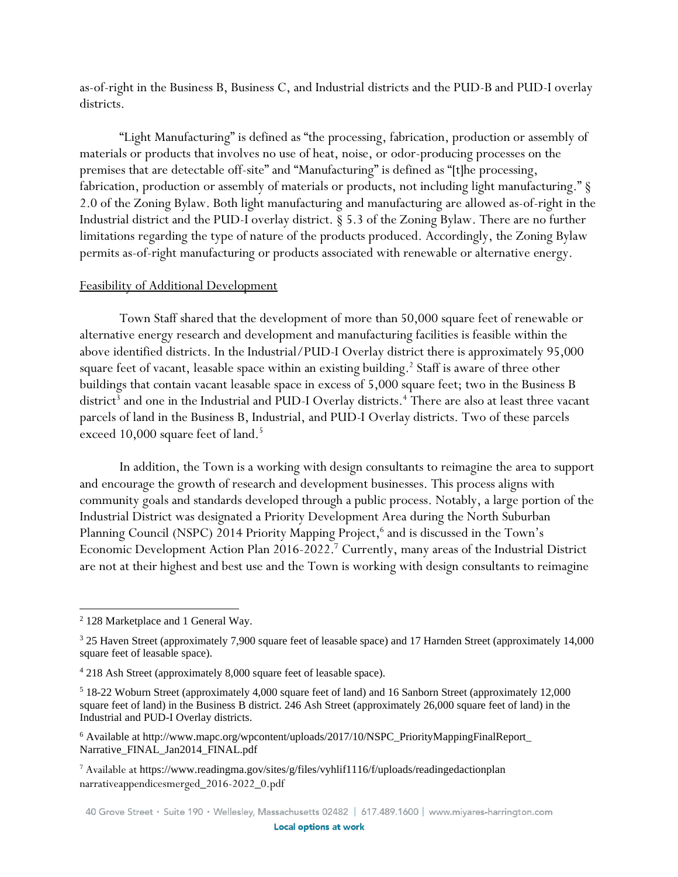as-of-right in the Business B, Business C, and Industrial districts and the PUD-B and PUD-I overlay districts.

"Light Manufacturing" is defined as "the processing, fabrication, production or assembly of materials or products that involves no use of heat, noise, or odor-producing processes on the premises that are detectable off-site" and "Manufacturing" is defined as "[t]he processing, fabrication, production or assembly of materials or products, not including light manufacturing." § 2.0 of the Zoning Bylaw. Both light manufacturing and manufacturing are allowed as-of-right in the Industrial district and the PUD-I overlay district. § 5.3 of the Zoning Bylaw. There are no further limitations regarding the type of nature of the products produced. Accordingly, the Zoning Bylaw permits as-of-right manufacturing or products associated with renewable or alternative energy.

Feasibility of Additional Development

Town Staff shared that the development of more than 50,000 square feet of renewable or alternative energy research and development and manufacturing facilities is feasible within the above identified districts. In the Industrial/PUD-I Overlay district there is approximately 95,000 square feet of vacant, leasable space within an existing building.[2] Staff is aware of three other buildings that contain vacant leasable space in excess of 5,000 square feet; two in the Business B district[3] and one in the Industrial and PUD-I Overlay districts.[4] There are also at least three vacant parcels of land in the Business B, Industrial, and PUD-I Overlay districts. Two of these parcels exceed 10,000 square feet of land.[5]

In addition, the Town is a working with design consultants to reimagine the area to support and encourage the growth of research and development businesses. This process aligns with community goals and standards developed through a public process. Notably, a large portion of the Industrial District was designated a Priority Development Area during the North Suburban Planning Council (NSPC) 2014 Priority Mapping Project,[6] and is discussed in the Town's Economic Development Action Plan 2016-2022.[7] Currently, many areas of the Industrial District are not at their highest and best use and the Town is working with design consultants to reimagine

---

[2] 128 Marketplace and 1 General Way.

[3] 25 Haven Street (approximately 7,900 square feet of leasable space) and 17 Harnden Street (approximately 14,000 square feet of leasable space).

[4] 218 Ash Street (approximately 8,000 square feet of leasable space).

[5] 18-22 Woburn Street (approximately 4,000 square feet of land) and 16 Sanborn Street (approximately 12,000 square feet of land) in the Business B district. 246 Ash Street (approximately 26,000 square feet of land) in the Industrial and PUD-I Overlay districts.

[6] Available at http://www.mapc.org/wpcontent/uploads/2017/10/NSPC_PriorityMappingFinalReport_Narrative_FINAL_Jan2014_FINAL.pdf

[7] Available at https://www.readingma.gov/sites/g/files/vyhlif1116/f/uploads/readingedactionplan narrativeappendicesmerged_2016-2022_0.pdf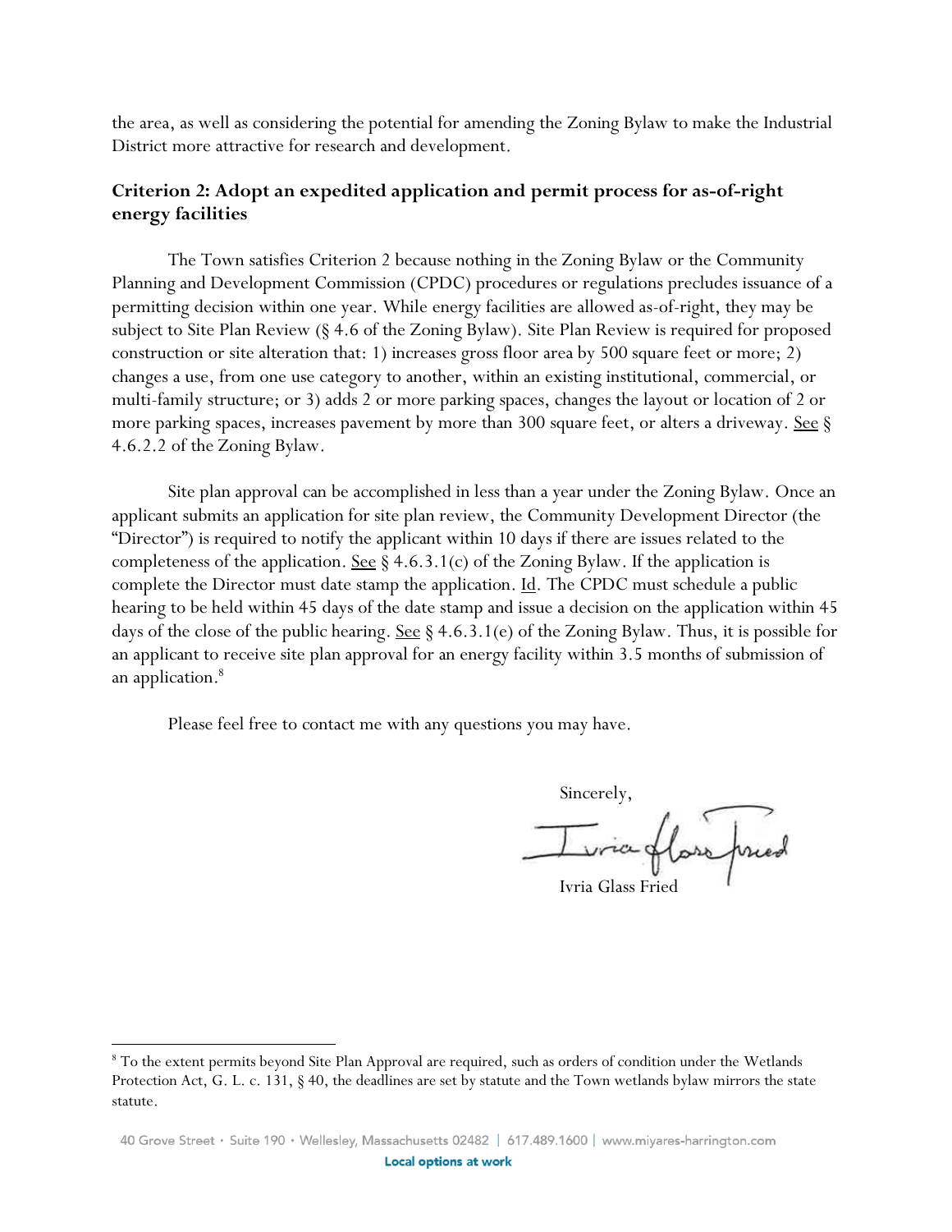the area, as well as considering the potential for amending the Zoning Bylaw to make the Industrial District more attractive for research and development.

### Criterion 2: Adopt an expedited application and permit process for as-of-right energy facilities

The Town satisfies Criterion 2 because nothing in the Zoning Bylaw or the Community Planning and Development Commission (CPDC) procedures or regulations precludes issuance of a permitting decision within one year. While energy facilities are allowed as-of-right, they may be subject to Site Plan Review (§ 4.6 of the Zoning Bylaw). Site Plan Review is required for proposed construction or site alteration that: 1) increases gross floor area by 500 square feet or more; 2) changes a use, from one use category to another, within an existing institutional, commercial, or multi-family structure; or 3) adds 2 or more parking spaces, changes the layout or location of 2 or more parking spaces, increases pavement by more than 300 square feet, or alters a driveway. See § 4.6.2.2 of the Zoning Bylaw.

Site plan approval can be accomplished in less than a year under the Zoning Bylaw. Once an applicant submits an application for site plan review, the Community Development Director (the "Director") is required to notify the applicant within 10 days if there are issues related to the completeness of the application. See § 4.6.3.1(c) of the Zoning Bylaw. If the application is complete the Director must date stamp the application. Id. The CPDC must schedule a public hearing to be held within 45 days of the date stamp and issue a decision on the application within 45 days of the close of the public hearing. See § 4.6.3.1(e) of the Zoning Bylaw. Thus, it is possible for an applicant to receive site plan approval for an energy facility within 3.5 months of submission of an application.[8]

Please feel free to contact me with any questions you may have.

Sincerely,

Ivria Glass Fried

---

[8] To the extent permits beyond Site Plan Approval are required, such as orders of condition under the Wetlands Protection Act, G. L. c. 131, § 40, the deadlines are set by statute and the Town wetlands bylaw mirrors the state statute.